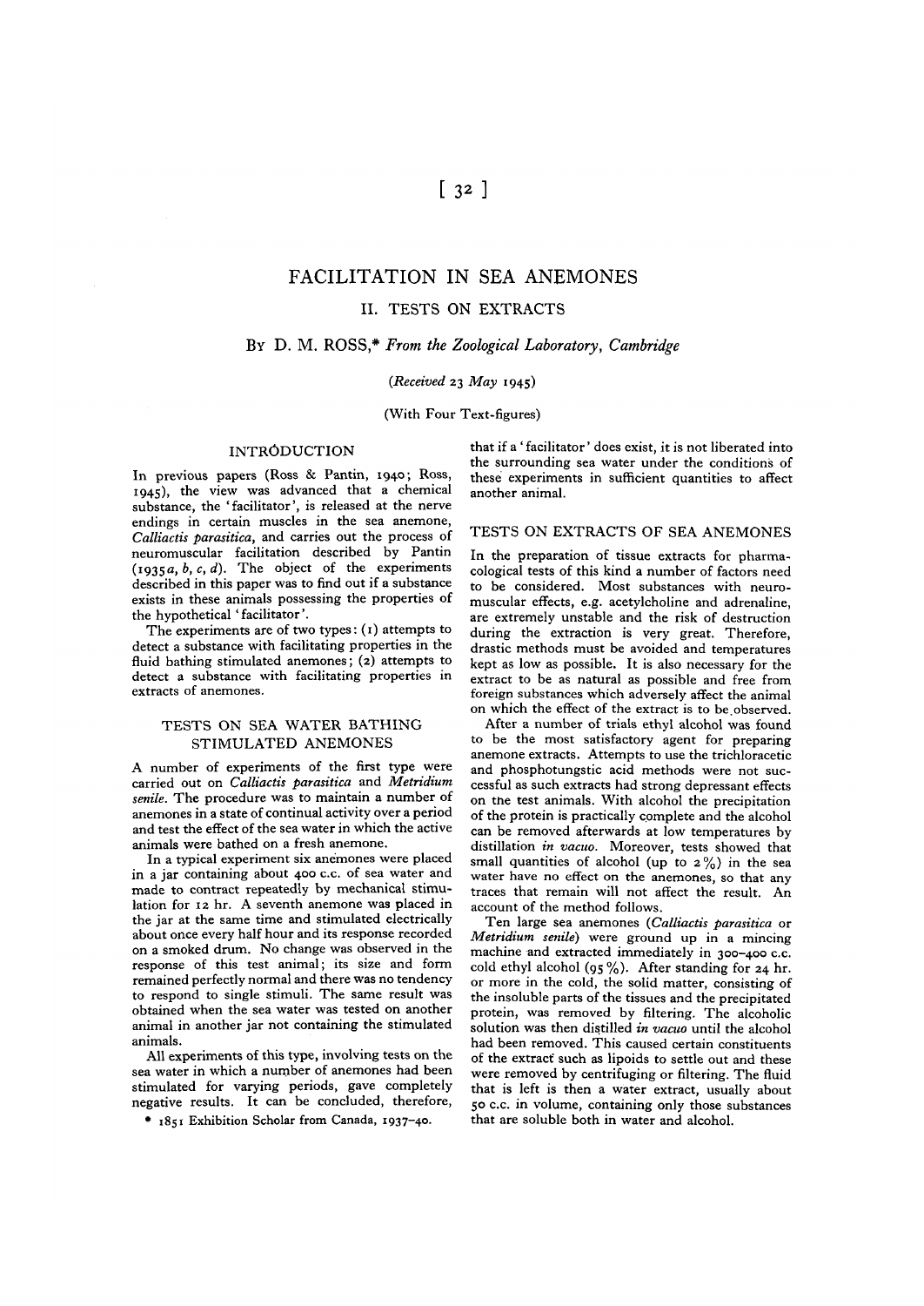# FACILITATION IN SEA ANEMONES

## II. TESTS ON EXTRACTS

By D. M. ROSS,* *From the Zoological Laboratory, Cambridge*

*(Received 23 May 1945)*

(With Four Text-figures)

### INTRODUCTION

In previous papers (Ross & Pantin, 1940; Ross, 1945), the view was advanced that a chemical substance, the 'facilitator', is released at the nerve endings in certain muscles in the sea anemone, *Calliactis parasitica*, and carries out the process of neuromuscular facilitation described by Pantin (1935*a*, *b*, *c*, *d*). The object of the experiments described in this paper was to find out if a substance exists in these animals possessing the properties of the hypothetical 'facilitator'.

The experiments are of two types: (1) attempts to detect a substance with facilitating properties in the fluid bathing stimulated anemones; (2) attempts to detect a substance with facilitating properties in extracts of anemones.

### TESTS ON SEA WATER BATHING STIMULATED ANEMONES

A number of experiments of the first type were carried out on *Calliactis parasitica* and *Metridium senile*. The procedure was to maintain a number of anemones in a state of continual activity over a period and test the effect of the sea water in which the active animals were bathed on a fresh anemone.

In a typical experiment six anemones were placed in a jar containing about 400 c.c. of sea water and made to contract repeatedly by mechanical stimulation for 12 hr. A seventh anemone was placed in the jar at the same time and stimulated electrically about once every half hour and its response recorded on a smoked drum. No change was observed in the response of this test animal; its size and form remained perfectly normal and there was no tendency to respond to single stimuli. The same result was obtained when the sea water was tested on another animal in another jar not containing the stimulated animals.

All experiments of this type, involving tests on the sea water in which a number of anemones had been stimulated for varying periods, gave completely negative results. It can be concluded, therefore, that if a 'facilitator' does exist, it is not liberated into the surrounding sea water under the conditions of these experiments in sufficient quantities to affect another animal.

### TESTS ON EXTRACTS OF SEA ANEMONES

In the preparation of tissue extracts for pharmacological tests of this kind a number of factors need to be considered. Most substances with neuromuscular effects, e.g. acetylcholine and adrenaline, are extremely unstable and the risk of destruction during the extraction is very great. Therefore, drastic methods must be avoided and temperatures kept as low as possible. It is also necessary for the extract to be as natural as possible and free from foreign substances which adversely affect the animal on which the effect of the extract is to be observed.

After a number of trials ethyl alcohol was found to be the most satisfactory agent for preparing anemone extracts. Attempts to use the trichloracetic and phosphotungstic acid methods were not successful as such extracts had strong depressant effects on the test animals. With alcohol the precipitation of the protein is practically complete and the alcohol can be removed afterwards at low temperatures by distillation *in vacuo*. Moreover, tests showed that small quantities of alcohol (up to 2%) in the sea water have no effect on the anemones, so that any traces that remain will not affect the result. An account of the method follows.

Ten large sea anemones (*Calliactis parasitica* or *Metridium senile*) were ground up in a mincing machine and extracted immediately in 300–400 c.c. cold ethyl alcohol (95%). After standing for 24 hr. or more in the cold, the solid matter, consisting of the insoluble parts of the tissues and the precipitated protein, was removed by filtering. The alcoholic solution was then distilled *in vacuo* until the alcohol had been removed. This caused certain constituents of the extract such as lipoids to settle out and these were removed by centrifuging or filtering. The fluid that is left is then a water extract, usually about 50 c.c. in volume, containing only those substances that are soluble both in water and alcohol.

* 1851 Exhibition Scholar from Canada, 1937–40.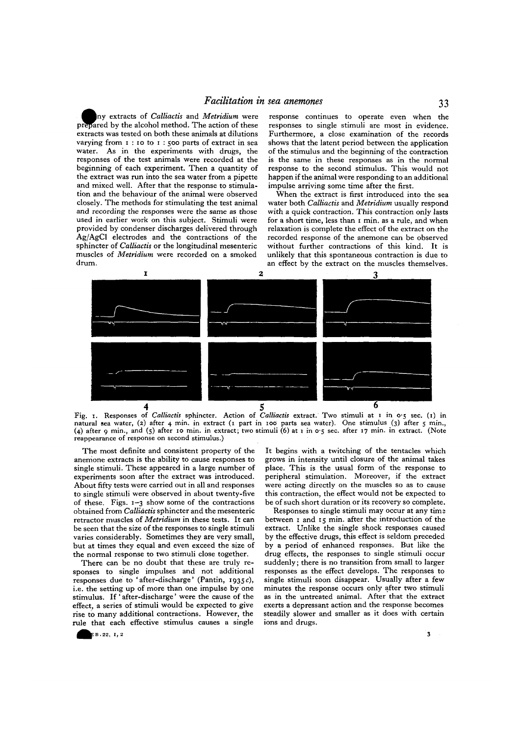ny extracts of *Calliactis* and *Metridium* were prepared by the alcohol method. The action of these extracts was tested on both these animals at dilutions varying from 1 : 10 to 1 : 500 parts of extract in sea water. As in the experiments with drugs, the responses of the test animals were recorded at the beginning of each experiment. Then a quantity of the extract was run into the sea water from a pipette and mixed well. After that the response to stimulation and the behaviour of the animal were observed closely. The methods for stimulating the test animal and recording the responses were the same as those used in earlier work on this subject. Stimuli were provided by condenser discharges delivered through Ag/AgCl electrodes and the contractions of the sphincter of *Calliactis* or the longitudinal mesenteric muscles of *Metridium* were recorded on a smoked drum.

Fig. 1. Responses of *Calliactis* sphincter. Action of *Calliactis* extract. Two stimuli at 1 in 0·5 sec. (1) in natural sea water, (2) after 4 min. in extract (1 part in 100 parts sea water). One stimulus (3) after 5 min., (4) after 9 min., and (5) after 10 min. in extract; two stimuli (6) at 1 in 0·5 sec. after 17 min. in extract. (Note reappearance of response on second stimulus.)

The most definite and consistent property of the anemone extracts is the ability to cause responses to single stimuli. These appeared in a large number of experiments soon after the extract was introduced. About fifty tests were carried out in all and responses to single stimuli were observed in about twenty-five of these. Figs. 1–3 show some of the contractions obtained from *Calliactis* sphincter and the mesenteric retractor muscles of *Metridium* in these tests. It can be seen that the size of the responses to single stimuli varies considerably. Sometimes they are very small, but at times they equal and even exceed the size of the normal response to two stimuli close together.

There can be no doubt that these are truly responses to single impulses and not additional responses due to 'after-discharge' (Pantin, 1935*c*), i.e. the setting up of more than one impulse by one stimulus. If 'after-discharge' were the cause of the effect, a series of stimuli would be expected to give rise to many additional contractions. However, the rule that each effective stimulus causes a single response continues to operate even when the responses to single stimuli are most in evidence. Furthermore, a close examination of the records shows that the latent period between the application of the stimulus and the beginning of the contraction is the same in these responses as in the normal response to the second stimulus. This would not happen if the animal were responding to an additional impulse arriving some time after the first.

When the extract is first introduced into the sea water both *Calliactis* and *Metridium* usually respond with a quick contraction. This contraction only lasts for a short time, less than 1 min. as a rule, and when relaxation is complete the effect of the extract on the recorded response of the anemone can be observed without further contractions of this kind. It is unlikely that this spontaneous contraction is due to an effect by the extract on the muscles themselves. It begins with a twitching of the tentacles which grows in intensity until closure of the animal takes place. This is the usual form of the response to peripheral stimulation. Moreover, if the extract were acting directly on the muscles so as to cause this contraction, the effect would not be expected to be of such short duration or its recovery so complete.

Responses to single stimuli may occur at any time between 1 and 15 min. after the introduction of the extract. Unlike the single shock responses caused by the effective drugs, this effect is seldom preceded by a period of enhanced responses. But like the drug effects, the responses to single stimuli occur suddenly; there is no transition from small to larger responses as the effect develops. The responses to single stimuli soon disappear. Usually after a few minutes the response occurs only after two stimuli as in the untreated animal. After that the extract exerts a depressant action and the response becomes steadily slower and smaller as it does with certain ions and drugs.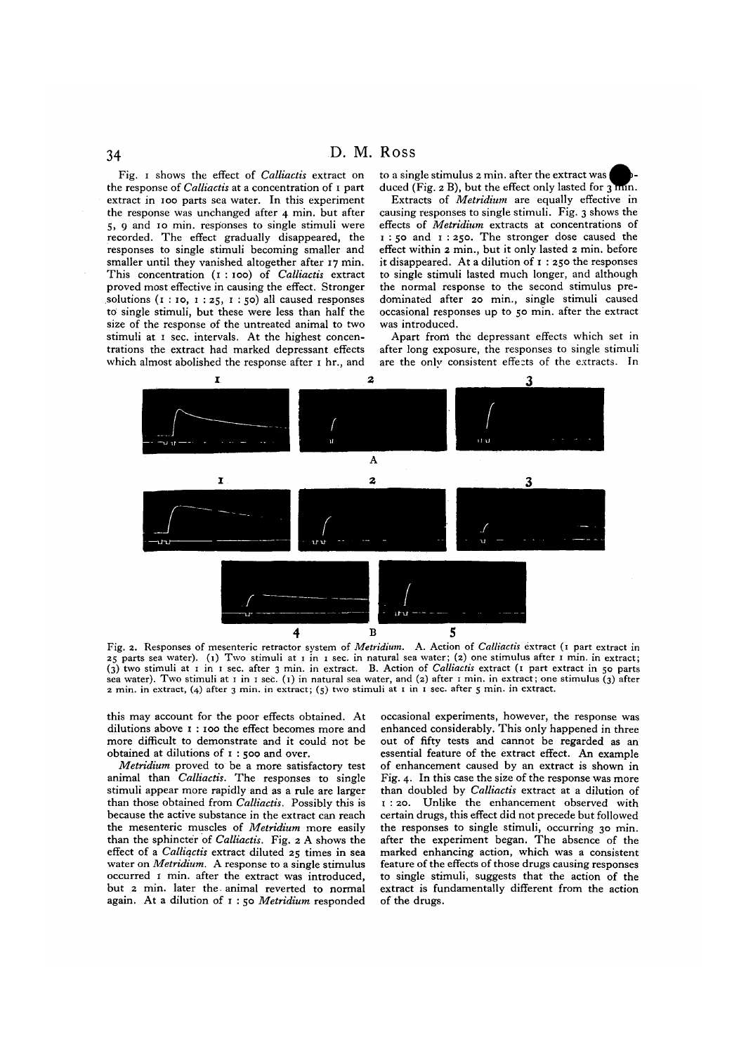Fig. 1 shows the effect of *Calliactis* extract on the response of *Calliactis* at a concentration of 1 part extract in 100 parts sea water. In this experiment the response was unchanged after 4 min. but after 5, 9 and 10 min. responses to single stimuli were recorded. The effect gradually disappeared, the responses to single stimuli becoming smaller and smaller until they vanished altogether after 17 min. This concentration (1 : 100) of *Calliactis* extract proved most effective in causing the effect. Stronger solutions (1 : 10, 1 : 25, 1 : 50) all caused responses to single stimuli, but these were less than half the size of the response of the untreated animal to two stimuli at 1 sec. intervals. At the highest concentrations the extract had marked depressant effects which almost abolished the response after 1 hr., and to a single stimulus 2 min. after the extract was introduced (Fig. 2 B), but the effect only lasted for 3 min.

Extracts of *Metridium* are equally effective in causing responses to single stimuli. Fig. 3 shows the effects of *Metridium* extracts at concentrations of 1 : 50 and 1 : 250. The stronger dose caused the effect within 2 min., but it only lasted 2 min. before it disappeared. At a dilution of 1 : 250 the responses to single stimuli lasted much longer, and although the normal response to the second stimulus predominated after 20 min., single stimuli caused occasional responses up to 50 min. after the extract was introduced.

Apart from the depressant effects which set in after long exposure, the responses to single stimuli are the only consistent effects of the extracts. In

Fig. 2. Responses of mesenteric retractor system of *Metridium*. A. Action of *Calliactis* extract (1 part extract in 25 parts sea water). (1) Two stimuli at 1 in 1 sec. in natural sea water; (2) one stimulus after 1 min. in extract; (3) two stimuli at 1 in 1 sec. after 3 min. in extract. B. Action of *Calliactis* extract (1 part extract in 50 parts sea water). Two stimuli at 1 in 1 sec. (1) in natural sea water, and (2) after 1 min. in extract; one stimulus (3) after 2 min. in extract, (4) after 3 min. in extract; (5) two stimuli at 1 in 1 sec. after 5 min. in extract.

this may account for the poor effects obtained. At dilutions above 1 : 100 the effect becomes more and more difficult to demonstrate and it could not be obtained at dilutions of 1 : 500 and over.

*Metridium* proved to be a more satisfactory test animal than *Calliactis*. The responses to single stimuli appear more rapidly and as a rule are larger than those obtained from *Calliactis*. Possibly this is because the active substance in the extract can reach the mesenteric muscles of *Metridium* more easily than the sphincter of *Calliactis*. Fig. 2 A shows the effect of a *Calliactis* extract diluted 25 times in sea water on *Metridium*. A response to a single stimulus occurred 1 min. after the extract was introduced, but 2 min. later the animal reverted to normal again. At a dilution of 1 : 50 *Metridium* responded

occasional experiments, however, the response was enhanced considerably. This only happened in three out of fifty tests and cannot be regarded as an essential feature of the extract effect. An example of enhancement caused by an extract is shown in Fig. 4. In this case the size of the response was more than doubled by *Calliactis* extract at a dilution of 1 : 20. Unlike the enhancement observed with certain drugs, this effect did not precede but followed the responses to single stimuli, occurring 30 min. after the experiment began. The absence of the marked enhancing action, which was a consistent feature of the effects of those drugs causing responses to single stimuli, suggests that the action of the extract is fundamentally different from the action of the drugs.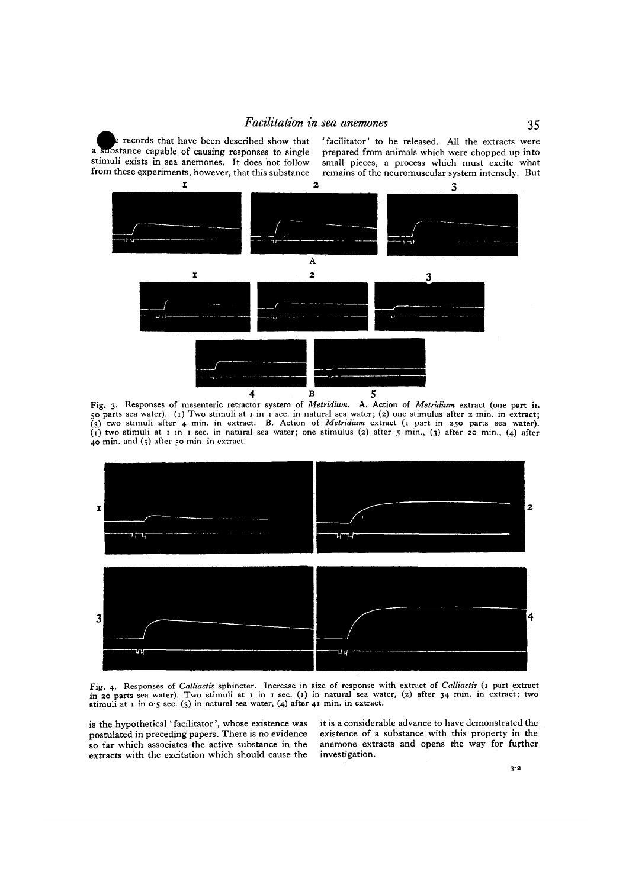The records that have been described show that a substance capable of causing responses to single stimuli exists in sea anemones. It does not follow from these experiments, however, that this substance is the hypothetical 'facilitator', whose existence was postulated in preceding papers. There is no evidence so far which associates the active substance in the extracts with the excitation which should cause the 'facilitator' to be released. All the extracts were prepared from animals which were chopped up into small pieces, a process which must excite what remains of the neuromuscular system intensely. But it is a considerable advance to have demonstrated the existence of a substance with this property in the anemone extracts and opens the way for further investigation.

Fig. 3. Responses of mesenteric retractor system of *Metridium*. A. Action of *Metridium* extract (one part in 50 parts sea water). (1) Two stimuli at 1 in 1 sec. in natural sea water; (2) one stimulus after 2 min. in extract; (3) two stimuli after 4 min. in extract. B. Action of *Metridium* extract (1 part in 250 parts sea water). (1) two stimuli at 1 in 1 sec. in natural sea water; one stimulus (2) after 5 min., (3) after 20 min., (4) after 40 min. and (5) after 50 min. in extract.

Fig. 4. Responses of *Calliactis* sphincter. Increase in size of response with extract of *Calliactis* (1 part extract in 20 parts sea water). Two stimuli at 1 in 1 sec. (1) in natural sea water, (2) after 34 min. in extract; two stimuli at 1 in 0·5 sec. (3) in natural sea water, (4) after 41 min. in extract.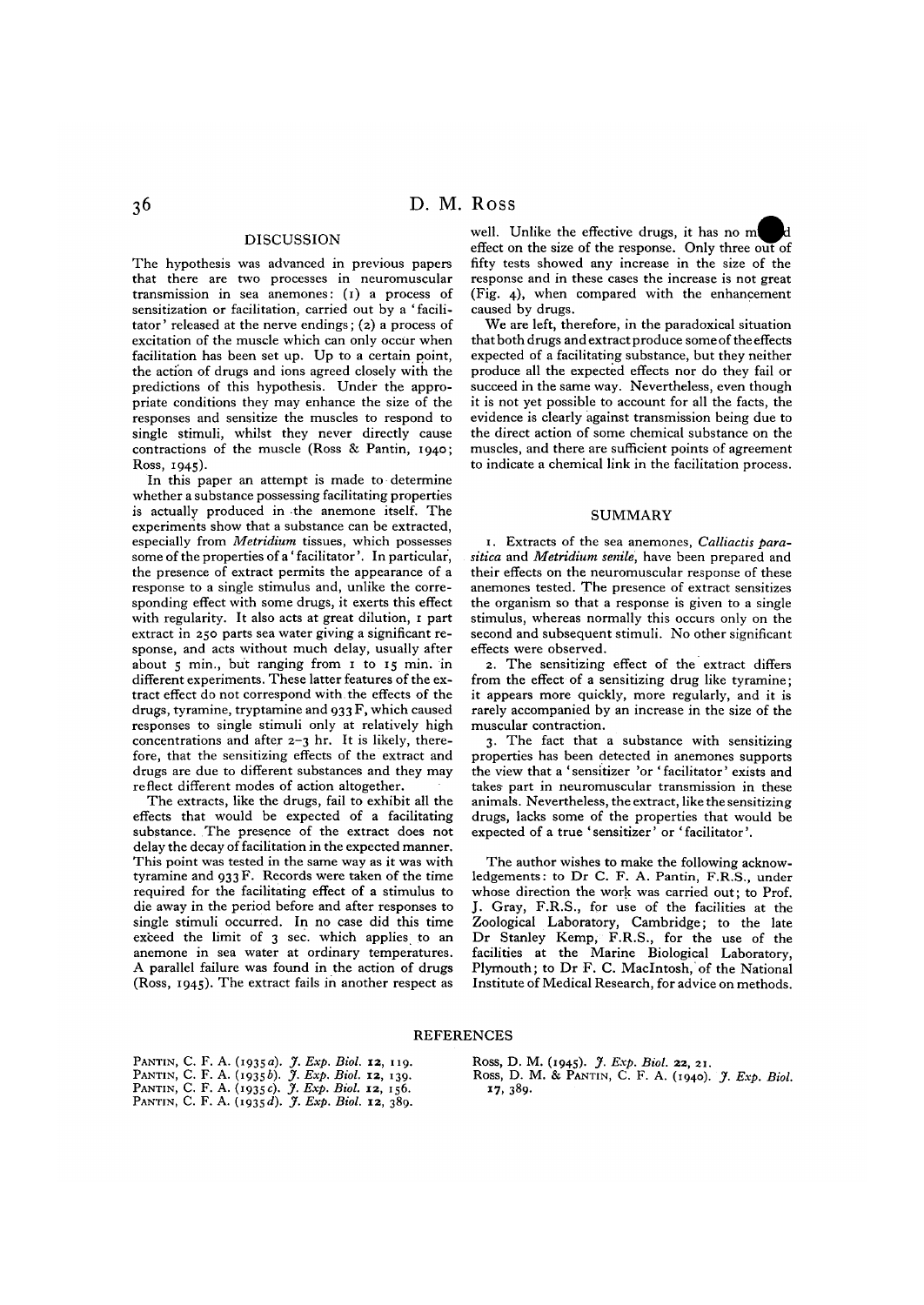## DISCUSSION

The hypothesis was advanced in previous papers that there are two processes in neuromuscular transmission in sea anemones: (1) a process of sensitization or facilitation, carried out by a 'facilitator' released at the nerve endings; (2) a process of excitation of the muscle which can only occur when facilitation has been set up. Up to a certain point, the action of drugs and ions agreed closely with the predictions of this hypothesis. Under the appropriate conditions they may enhance the size of the responses and sensitize the muscles to respond to single stimuli, whilst they never directly cause contractions of the muscle (Ross & Pantin, 1940; Ross, 1945).

In this paper an attempt is made to determine whether a substance possessing facilitating properties is actually produced in the anemone itself. The experiments show that a substance can be extracted, especially from *Metridium* tissues, which possesses some of the properties of a 'facilitator'. In particular, the presence of extract permits the appearance of a response to a single stimulus and, unlike the corresponding effect with some drugs, it exerts this effect with regularity. It also acts at great dilution, 1 part extract in 250 parts sea water giving a significant response, and acts without much delay, usually after about 5 min., but ranging from 1 to 15 min. in different experiments. These latter features of the extract effect do not correspond with the effects of the drugs, tyramine, tryptamine and 933 F, which caused responses to single stimuli only at relatively high concentrations and after 2–3 hr. It is likely, therefore, that the sensitizing effects of the extract and drugs are due to different substances and they may reflect different modes of action altogether.

The extracts, like the drugs, fail to exhibit all the effects that would be expected of a facilitating substance. The presence of the extract does not delay the decay of facilitation in the expected manner. This point was tested in the same way as it was with tyramine and 933 F. Records were taken of the time required for the facilitating effect of a stimulus to die away in the period before and after responses to single stimuli occurred. In no case did this time exceed the limit of 3 sec. which applies to an anemone in sea water at ordinary temperatures. A parallel failure was found in the action of drugs (Ross, 1945). The extract fails in another respect as well. Unlike the effective drugs, it has no marked effect on the size of the response. Only three out of fifty tests showed any increase in the size of the response and in these cases the increase is not great (Fig. 4), when compared with the enhancement caused by drugs.

We are left, therefore, in the paradoxical situation that both drugs and extract produce some of the effects expected of a facilitating substance, but they neither produce all the expected effects nor do they fail or succeed in the same way. Nevertheless, even though it is not yet possible to account for all the facts, the evidence is clearly against transmission being due to the direct action of some chemical substance on the muscles, and there are sufficient points of agreement to indicate a chemical link in the facilitation process.

## SUMMARY

1. Extracts of the sea anemones, *Calliactis parasitica* and *Metridium senile*, have been prepared and their effects on the neuromuscular response of these anemones tested. The presence of extract sensitizes the organism so that a response is given to a single stimulus, whereas normally this occurs only on the second and subsequent stimuli. No other significant effects were observed.

2. The sensitizing effect of the extract differs from the effect of a sensitizing drug like tyramine; it appears more quickly, more regularly, and it is rarely accompanied by an increase in the size of the muscular contraction.

3. The fact that a substance with sensitizing properties has been detected in anemones supports the view that a 'sensitizer' or 'facilitator' exists and takes part in neuromuscular transmission in these animals. Nevertheless, the extract, like the sensitizing drugs, lacks some of the properties that would be expected of a true 'sensitizer' or 'facilitator'.

The author wishes to make the following acknowledgements: to Dr C. F. A. Pantin, F.R.S., under whose direction the work was carried out; to Prof. J. Gray, F.R.S., for use of the facilities at the Zoological Laboratory, Cambridge; to the late Dr Stanley Kemp, F.R.S., for the use of the facilities at the Marine Biological Laboratory, Plymouth; to Dr F. C. MacIntosh, of the National Institute of Medical Research, for advice on methods.

## REFERENCES

Pantin, C. F. A. (1935*a*). *J. Exp. Biol.* **12**, 119.

Pantin, C. F. A. (1935*b*). *J. Exp. Biol.* **12**, 139.

Pantin, C. F. A. (1935*c*). *J. Exp. Biol.* **12**, 156.

Pantin, C. F. A. (1935*d*). *J. Exp. Biol.* **12**, 389.

Ross, D. M. (1945). *J. Exp. Biol.* **22**, 21.

Ross, D. M. & Pantin, C. F. A. (1940). *J. Exp. Biol.* **17**, 389.